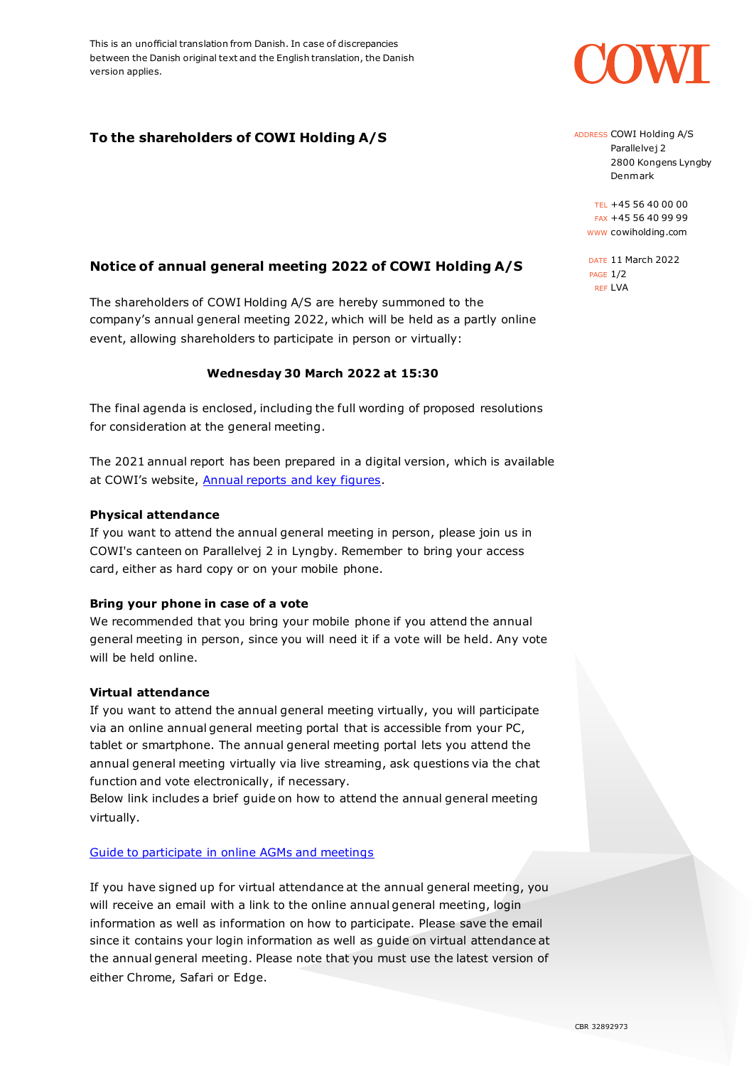This is an unofficial translation from Danish. In case of discrepancies between the Danish original text and the English translation, the Danish version applies.

ADDRESS COWI Holding A/S
Parallelvej 2
2800 Kongens Lyngby
Denmark

TEL +45 56 40 00 00
FAX +45 56 40 99 99
WWW cowiholding.com

DATE 11 March 2022
REF LVA

**To the shareholders of COWI Holding A/S**

## Notice of annual general meeting 2022 of COWI Holding A/S

The shareholders of COWI Holding A/S are hereby summoned to the company's annual general meeting 2022, which will be held as a partly online event, allowing shareholders to participate in person or virtually:

**Wednesday 30 March 2022 at 15:30**

The final agenda is enclosed, including the full wording of proposed resolutions for consideration at the general meeting.

The 2021 annual report has been prepared in a digital version, which is available at COWI's website, Annual reports and key figures.

### Physical attendance

If you want to attend the annual general meeting in person, please join us in COWI's canteen on Parallelvej 2 in Lyngby. Remember to bring your access card, either as hard copy or on your mobile phone.

### Bring your phone in case of a vote

We recommended that you bring your mobile phone if you attend the annual general meeting in person, since you will need it if a vote will be held. Any vote will be held online.

### Virtual attendance

If you want to attend the annual general meeting virtually, you will participate via an online annual general meeting portal that is accessible from your PC, tablet or smartphone. The annual general meeting portal lets you attend the annual general meeting virtually via live streaming, ask questions via the chat function and vote electronically, if necessary.
Below link includes a brief guide on how to attend the annual general meeting virtually.

Guide to participate in online AGMs and meetings

If you have signed up for virtual attendance at the annual general meeting, you will receive an email with a link to the online annual general meeting, login information as well as information on how to participate. Please save the email since it contains your login information as well as guide on virtual attendance at the annual general meeting. Please note that you must use the latest version of either Chrome, Safari or Edge.

CBR 32892973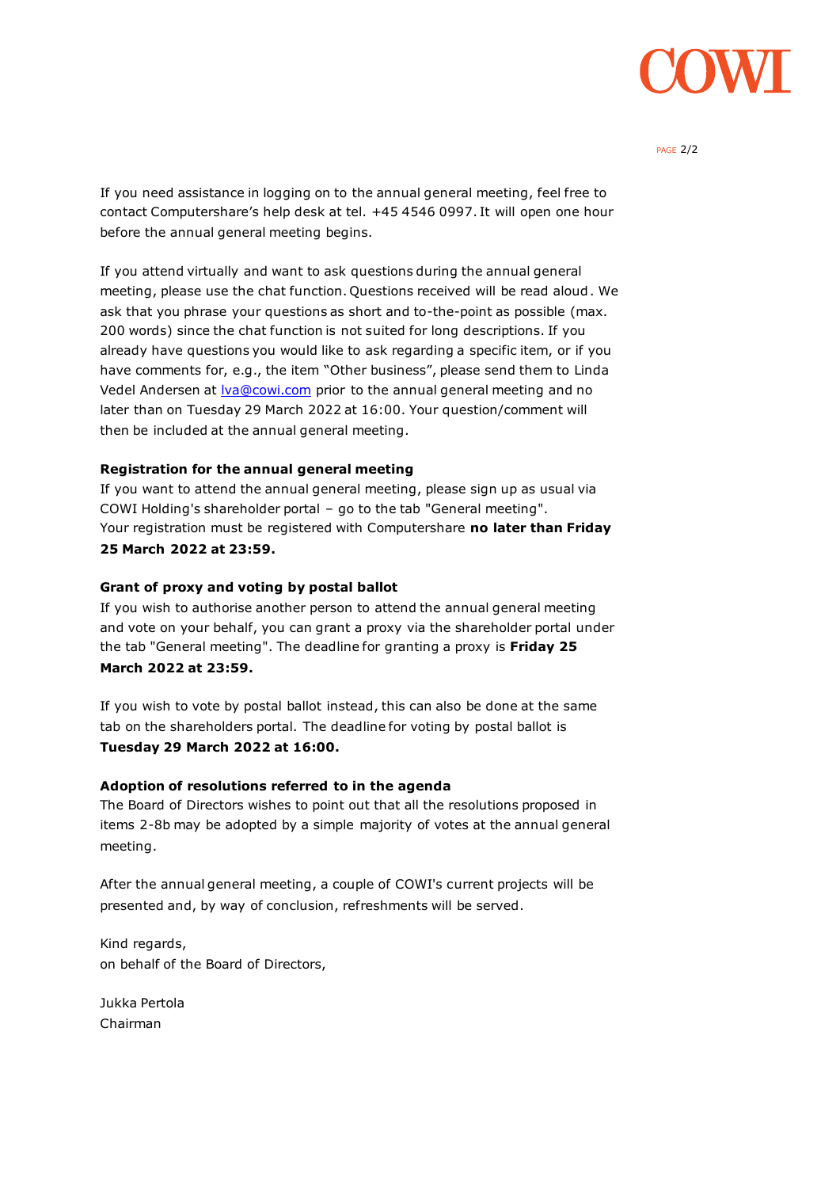If you need assistance in logging on to the annual general meeting, feel free to contact Computershare's help desk at tel. +45 4546 0997. It will open one hour before the annual general meeting begins.

If you attend virtually and want to ask questions during the annual general meeting, please use the chat function. Questions received will be read aloud. We ask that you phrase your questions as short and to-the-point as possible (max. 200 words) since the chat function is not suited for long descriptions. If you already have questions you would like to ask regarding a specific item, or if you have comments for, e.g., the item "Other business", please send them to Linda Vedel Andersen at lva@cowi.com prior to the annual general meeting and no later than on Tuesday 29 March 2022 at 16:00. Your question/comment will then be included at the annual general meeting.

**Registration for the annual general meeting**

If you want to attend the annual general meeting, please sign up as usual via COWI Holding's shareholder portal – go to the tab "General meeting".
Your registration must be registered with Computershare **no later than Friday 25 March 2022 at 23:59.**

**Grant of proxy and voting by postal ballot**

If you wish to authorise another person to attend the annual general meeting and vote on your behalf, you can grant a proxy via the shareholder portal under the tab "General meeting". The deadline for granting a proxy is **Friday 25 March 2022 at 23:59.**

If you wish to vote by postal ballot instead, this can also be done at the same tab on the shareholders portal. The deadline for voting by postal ballot is **Tuesday 29 March 2022 at 16:00.**

**Adoption of resolutions referred to in the agenda**

The Board of Directors wishes to point out that all the resolutions proposed in items 2-8b may be adopted by a simple majority of votes at the annual general meeting.

After the annual general meeting, a couple of COWI's current projects will be presented and, by way of conclusion, refreshments will be served.

Kind regards,
on behalf of the Board of Directors,

Jukka Pertola
Chairman